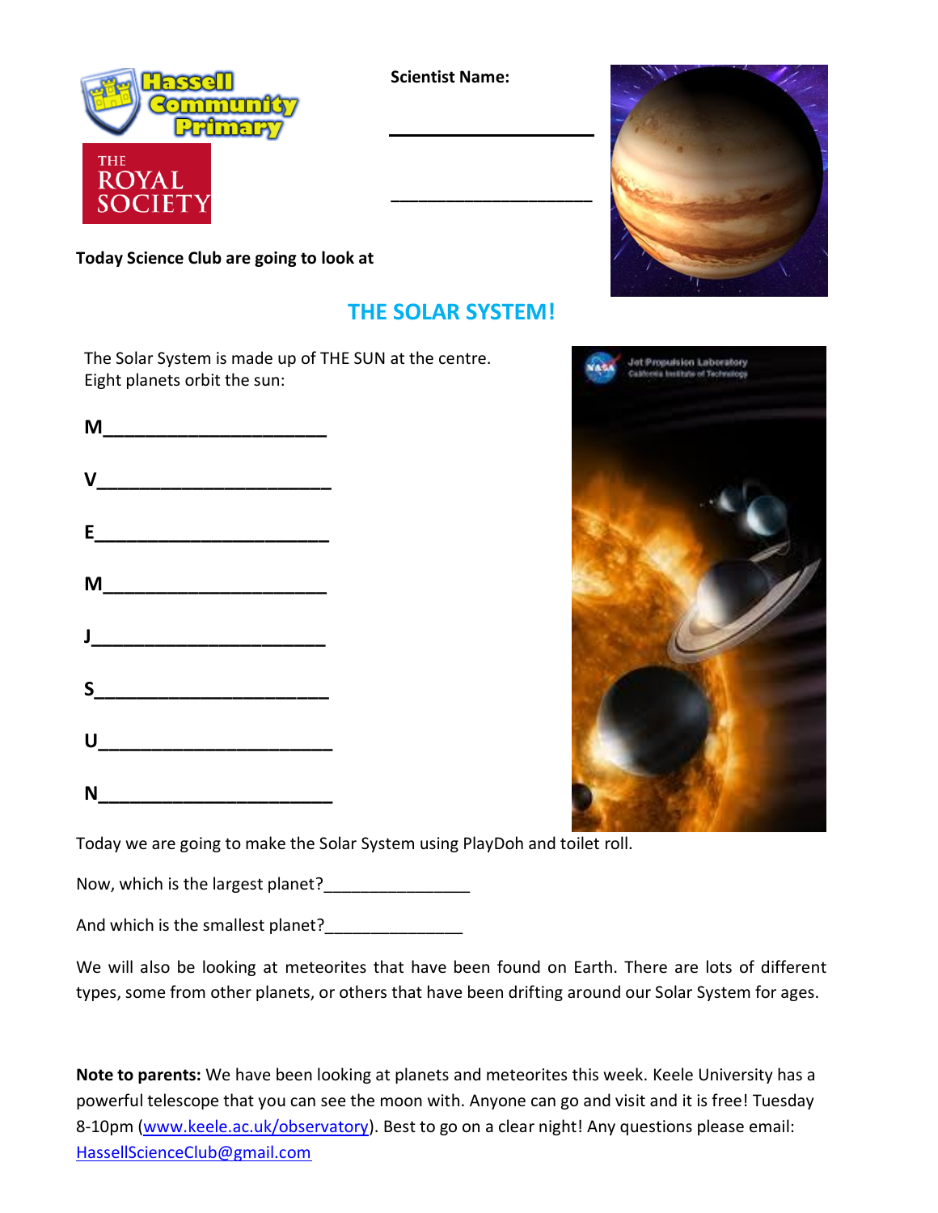**Scientist Name:**

\_\_\_\_\_\_\_\_\_\_\_\_\_\_\_\_\_\_\_\_\_\_

\_\_\_\_\_\_\_\_\_\_\_\_\_\_\_\_\_\_\_\_\_\_

**Today Science Club are going to look at**

## THE SOLAR SYSTEM!

The Solar System is made up of THE SUN at the centre.
Eight planets orbit the sun:

**M**\_\_\_\_\_\_\_\_\_\_\_\_\_\_\_\_\_\_\_\_\_\_

**V**\_\_\_\_\_\_\_\_\_\_\_\_\_\_\_\_\_\_\_\_\_\_

**E**\_\_\_\_\_\_\_\_\_\_\_\_\_\_\_\_\_\_\_\_\_\_

**M**\_\_\_\_\_\_\_\_\_\_\_\_\_\_\_\_\_\_\_\_\_\_

**J**\_\_\_\_\_\_\_\_\_\_\_\_\_\_\_\_\_\_\_\_\_\_

**S**\_\_\_\_\_\_\_\_\_\_\_\_\_\_\_\_\_\_\_\_\_\_

**U**\_\_\_\_\_\_\_\_\_\_\_\_\_\_\_\_\_\_\_\_\_\_

**N**\_\_\_\_\_\_\_\_\_\_\_\_\_\_\_\_\_\_\_\_\_\_

Today we are going to make the Solar System using PlayDoh and toilet roll.

Now, which is the largest planet?\_\_\_\_\_\_\_\_\_\_\_\_\_\_\_\_

And which is the smallest planet?\_\_\_\_\_\_\_\_\_\_\_\_\_\_\_

We will also be looking at meteorites that have been found on Earth. There are lots of different types, some from other planets, or others that have been drifting around our Solar System for ages.

**Note to parents:** We have been looking at planets and meteorites this week. Keele University has a powerful telescope that you can see the moon with. Anyone can go and visit and it is free! Tuesday 8-10pm (www.keele.ac.uk/observatory). Best to go on a clear night! Any questions please email: HassellScienceClub@gmail.com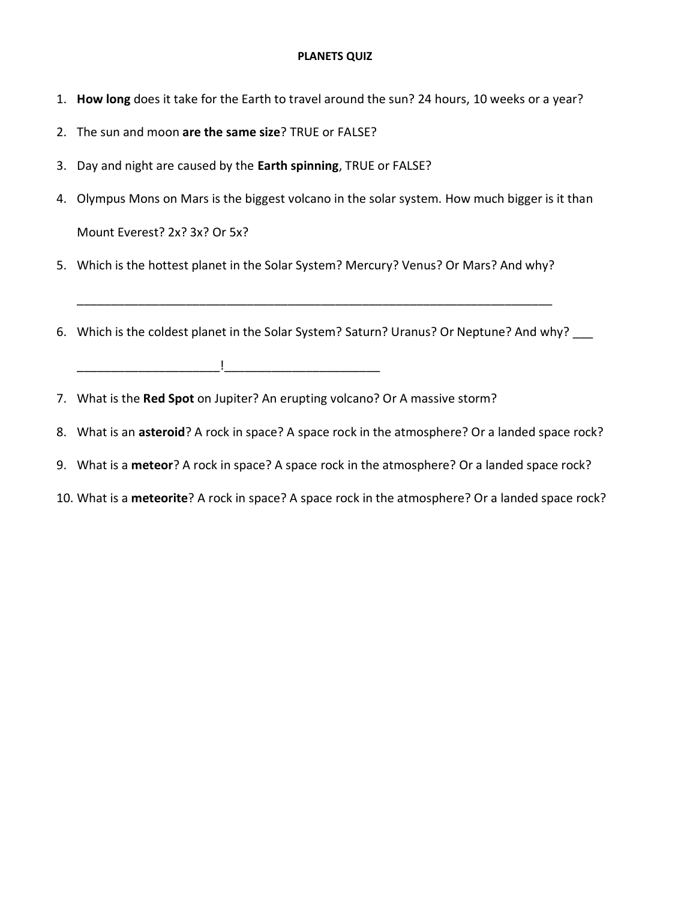**PLANETS QUIZ**

1. **How long** does it take for the Earth to travel around the sun? 24 hours, 10 weeks or a year?
2. The sun and moon **are the same size**? TRUE or FALSE?
3. Day and night are caused by the **Earth spinning**, TRUE or FALSE?
4. Olympus Mons on Mars is the biggest volcano in the solar system. How much bigger is it than Mount Everest? 2x? 3x? Or 5x?
5. Which is the hottest planet in the Solar System? Mercury? Venus? Or Mars? And why?

   ________________________________________________________________________

6. Which is the coldest planet in the Solar System? Saturn? Uranus? Or Neptune? And why? ___

   ____________________!______________________

7. What is the **Red Spot** on Jupiter? An erupting volcano? Or A massive storm?
8. What is an **asteroid**? A rock in space? A space rock in the atmosphere? Or a landed space rock?
9. What is a **meteor**? A rock in space? A space rock in the atmosphere? Or a landed space rock?
10. What is a **meteorite**? A rock in space? A space rock in the atmosphere? Or a landed space rock?